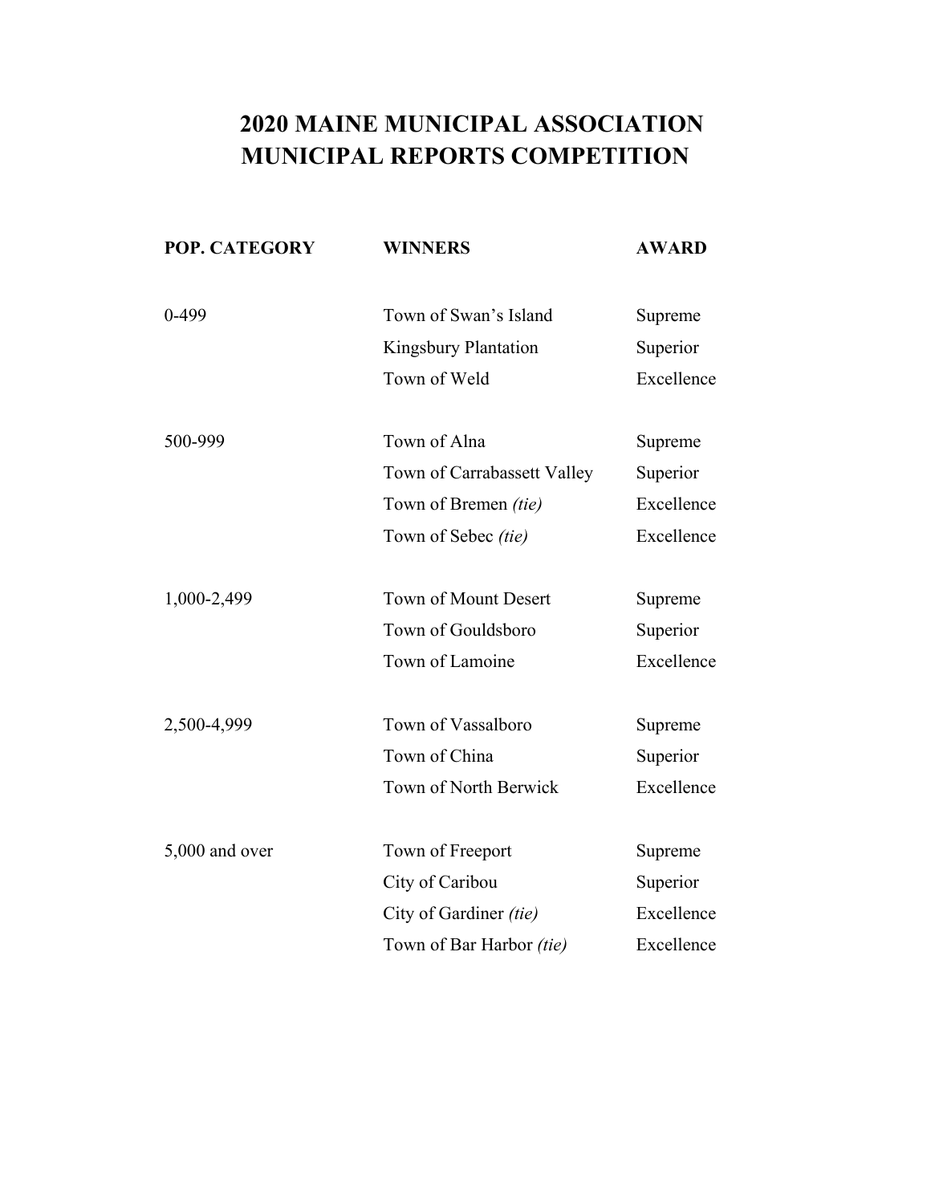# 2020 MAINE MUNICIPAL ASSOCIATION MUNICIPAL REPORTS COMPETITION

| POP. CATEGORY | WINNERS | AWARD |
|---|---|---|
| 0-499 | Town of Swan's Island | Supreme |
| | Kingsbury Plantation | Superior |
| | Town of Weld | Excellence |
| 500-999 | Town of Alna | Supreme |
| | Town of Carrabassett Valley | Superior |
| | Town of Bremen *(tie)* | Excellence |
| | Town of Sebec *(tie)* | Excellence |
| 1,000-2,499 | Town of Mount Desert | Supreme |
| | Town of Gouldsboro | Superior |
| | Town of Lamoine | Excellence |
| 2,500-4,999 | Town of Vassalboro | Supreme |
| | Town of China | Superior |
| | Town of North Berwick | Excellence |
| 5,000 and over | Town of Freeport | Supreme |
| | City of Caribou | Superior |
| | City of Gardiner *(tie)* | Excellence |
| | Town of Bar Harbor *(tie)* | Excellence |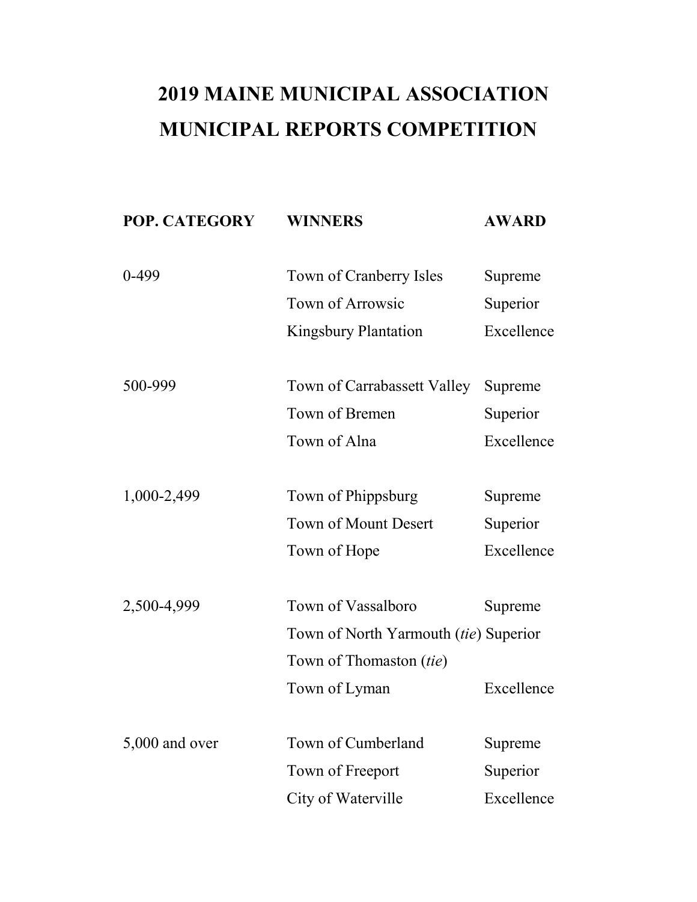# 2019 MAINE MUNICIPAL ASSOCIATION MUNICIPAL REPORTS COMPETITION

| POP. CATEGORY | WINNERS | AWARD |
|---|---|---|
| 0-499 | Town of Cranberry Isles | Supreme |
| | Town of Arrowsic | Superior |
| | Kingsbury Plantation | Excellence |
| 500-999 | Town of Carrabassett Valley | Supreme |
| | Town of Bremen | Superior |
| | Town of Alna | Excellence |
| 1,000-2,499 | Town of Phippsburg | Supreme |
| | Town of Mount Desert | Superior |
| | Town of Hope | Excellence |
| 2,500-4,999 | Town of Vassalboro | Supreme |
| | Town of North Yarmouth (*tie*) | Superior |
| | Town of Thomaston (*tie*) | |
| | Town of Lyman | Excellence |
| 5,000 and over | Town of Cumberland | Supreme |
| | Town of Freeport | Superior |
| | City of Waterville | Excellence |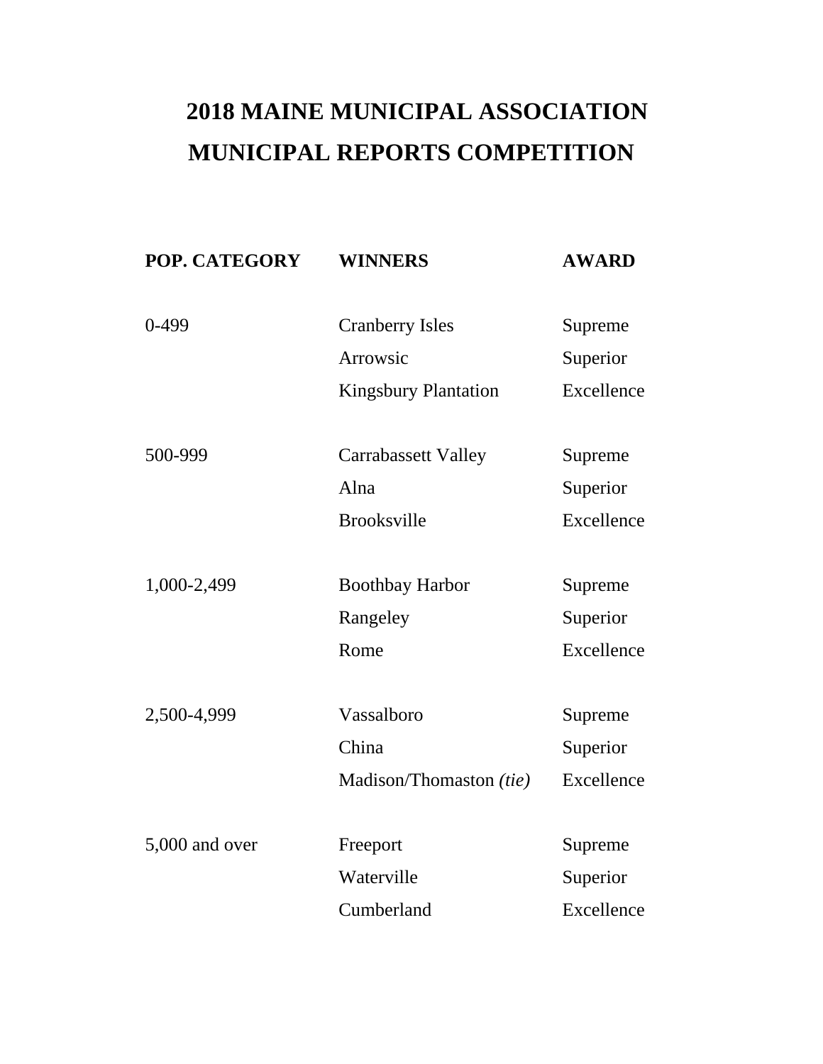# 2018 MAINE MUNICIPAL ASSOCIATION MUNICIPAL REPORTS COMPETITION

| POP. CATEGORY | WINNERS | AWARD |
|---|---|---|
| 0-499 | Cranberry Isles | Supreme |
| | Arrowsic | Superior |
| | Kingsbury Plantation | Excellence |
| 500-999 | Carrabassett Valley | Supreme |
| | Alna | Superior |
| | Brooksville | Excellence |
| 1,000-2,499 | Boothbay Harbor | Supreme |
| | Rangeley | Superior |
| | Rome | Excellence |
| 2,500-4,999 | Vassalboro | Supreme |
| | China | Superior |
| | Madison/Thomaston *(tie)* | Excellence |
| 5,000 and over | Freeport | Supreme |
| | Waterville | Superior |
| | Cumberland | Excellence |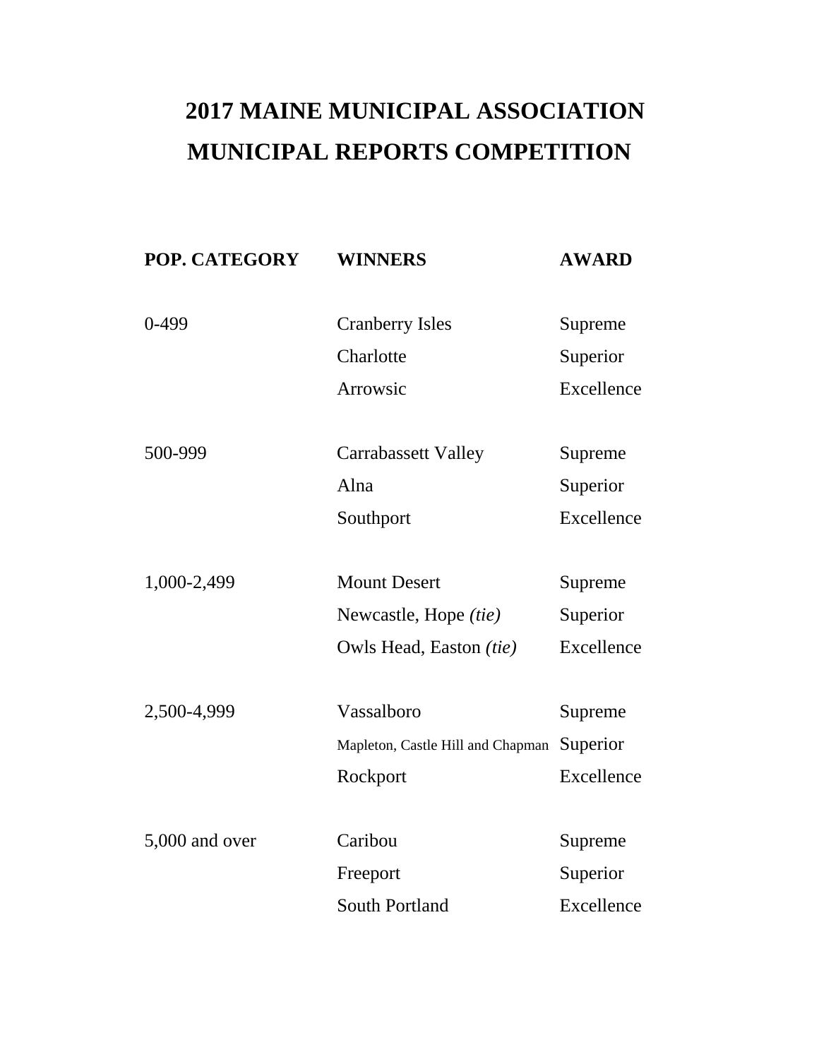# 2017 MAINE MUNICIPAL ASSOCIATION MUNICIPAL REPORTS COMPETITION

| POP. CATEGORY | WINNERS | AWARD |
|---|---|---|
| 0-499 | Cranberry Isles | Supreme |
| | Charlotte | Superior |
| | Arrowsic | Excellence |
| 500-999 | Carrabassett Valley | Supreme |
| | Alna | Superior |
| | Southport | Excellence |
| 1,000-2,499 | Mount Desert | Supreme |
| | Newcastle, Hope *(tie)* | Superior |
| | Owls Head, Easton *(tie)* | Excellence |
| 2,500-4,999 | Vassalboro | Supreme |
| | Mapleton, Castle Hill and Chapman | Superior |
| | Rockport | Excellence |
| 5,000 and over | Caribou | Supreme |
| | Freeport | Superior |
| | South Portland | Excellence |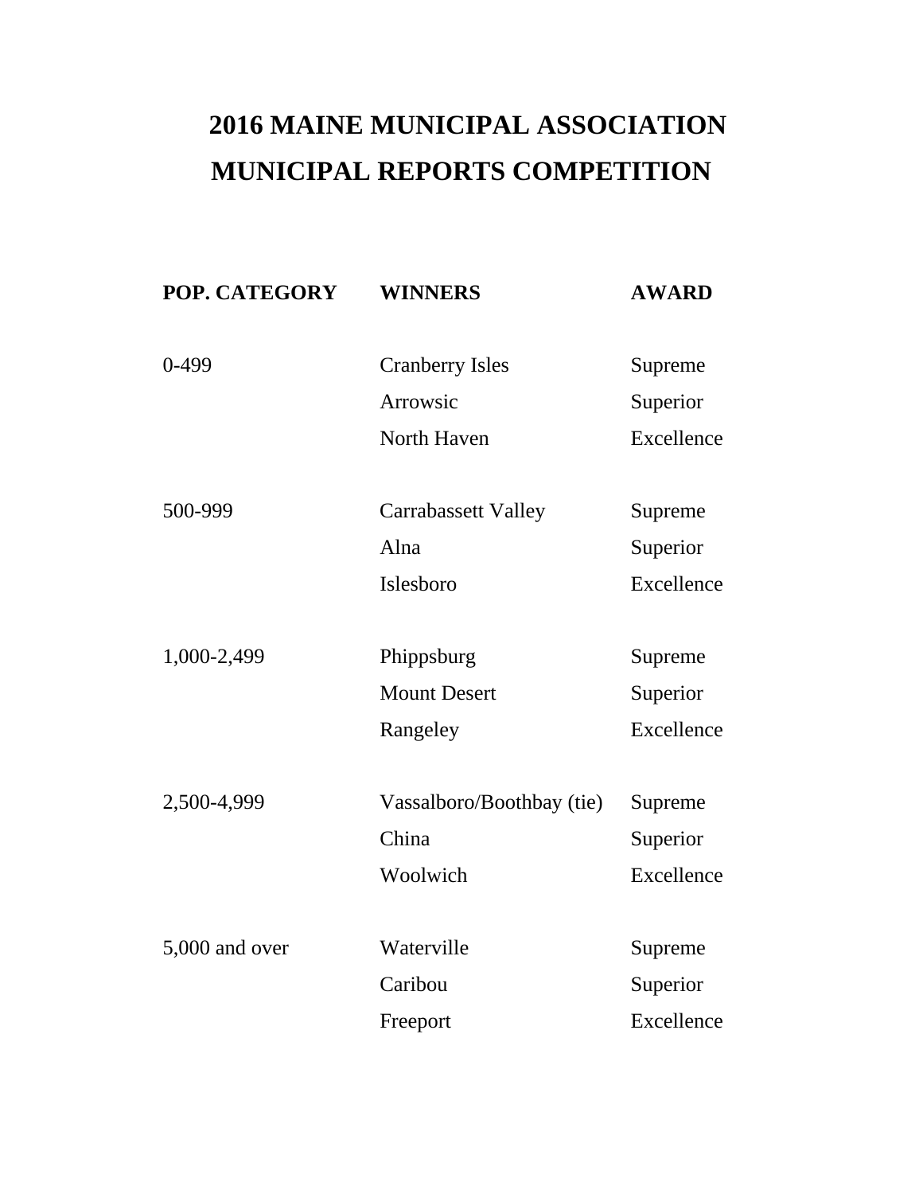# 2016 MAINE MUNICIPAL ASSOCIATION MUNICIPAL REPORTS COMPETITION

| POP. CATEGORY | WINNERS | AWARD |
|---|---|---|
| 0-499 | Cranberry Isles | Supreme |
| | Arrowsic | Superior |
| | North Haven | Excellence |
| 500-999 | Carrabassett Valley | Supreme |
| | Alna | Superior |
| | Islesboro | Excellence |
| 1,000-2,499 | Phippsburg | Supreme |
| | Mount Desert | Superior |
| | Rangeley | Excellence |
| 2,500-4,999 | Vassalboro/Boothbay (tie) | Supreme |
| | China | Superior |
| | Woolwich | Excellence |
| 5,000 and over | Waterville | Supreme |
| | Caribou | Superior |
| | Freeport | Excellence |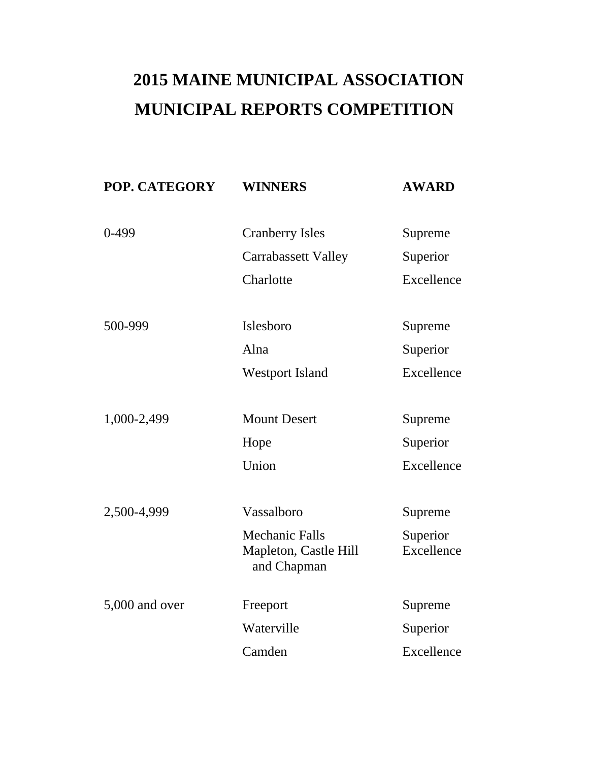# 2015 MAINE MUNICIPAL ASSOCIATION MUNICIPAL REPORTS COMPETITION

| POP. CATEGORY | WINNERS | AWARD |
| --- | --- | --- |
| 0-499 | Cranberry Isles | Supreme |
| | Carrabassett Valley | Superior |
| | Charlotte | Excellence |
| 500-999 | Islesboro | Supreme |
| | Alna | Superior |
| | Westport Island | Excellence |
| 1,000-2,499 | Mount Desert | Supreme |
| | Hope | Superior |
| | Union | Excellence |
| 2,500-4,999 | Vassalboro | Supreme |
| | Mechanic Falls | Superior |
| | Mapleton, Castle Hill and Chapman | Excellence |
| 5,000 and over | Freeport | Supreme |
| | Waterville | Superior |
| | Camden | Excellence |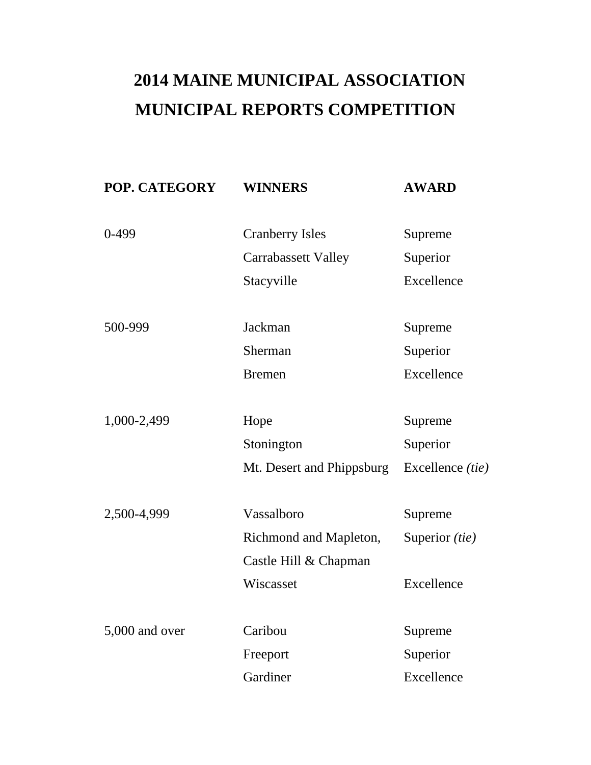# 2014 MAINE MUNICIPAL ASSOCIATION MUNICIPAL REPORTS COMPETITION

| POP. CATEGORY | WINNERS | AWARD |
|---|---|---|
| 0-499 | Cranberry Isles | Supreme |
| | Carrabassett Valley | Superior |
| | Stacyville | Excellence |
| 500-999 | Jackman | Supreme |
| | Sherman | Superior |
| | Bremen | Excellence |
| 1,000-2,499 | Hope | Supreme |
| | Stonington | Superior |
| | Mt. Desert and Phippsburg | Excellence *(tie)* |
| 2,500-4,999 | Vassalboro | Supreme |
| | Richmond and Mapleton, Castle Hill & Chapman | Superior *(tie)* |
| | Wiscasset | Excellence |
| 5,000 and over | Caribou | Supreme |
| | Freeport | Superior |
| | Gardiner | Excellence |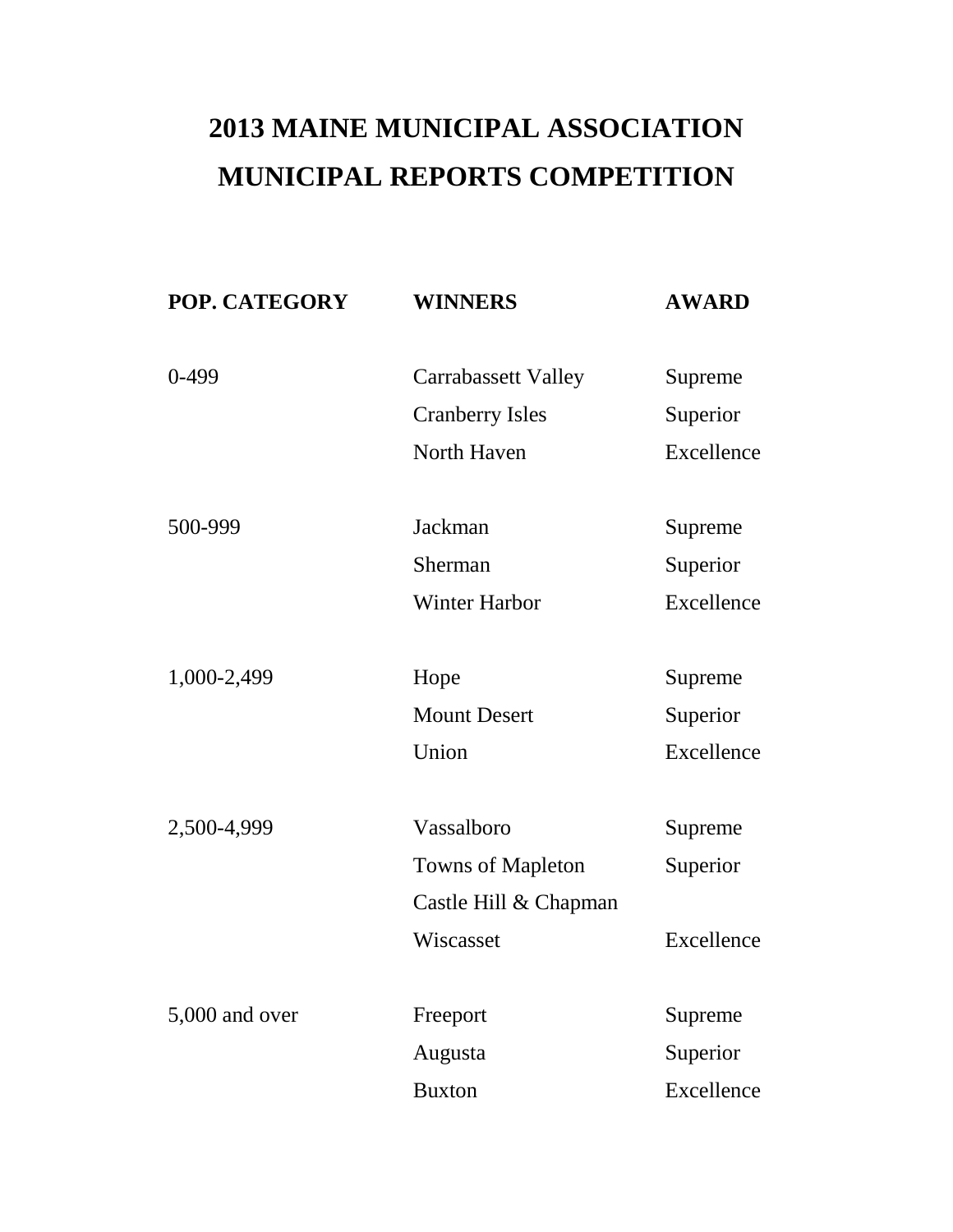# 2013 MAINE MUNICIPAL ASSOCIATION MUNICIPAL REPORTS COMPETITION

| POP. CATEGORY | WINNERS | AWARD |
|---|---|---|
| 0-499 | Carrabassett Valley | Supreme |
| | Cranberry Isles | Superior |
| | North Haven | Excellence |
| 500-999 | Jackman | Supreme |
| | Sherman | Superior |
| | Winter Harbor | Excellence |
| 1,000-2,499 | Hope | Supreme |
| | Mount Desert | Superior |
| | Union | Excellence |
| 2,500-4,999 | Vassalboro | Supreme |
| | Towns of Mapleton Castle Hill & Chapman | Superior |
| | Wiscasset | Excellence |
| 5,000 and over | Freeport | Supreme |
| | Augusta | Superior |
| | Buxton | Excellence |